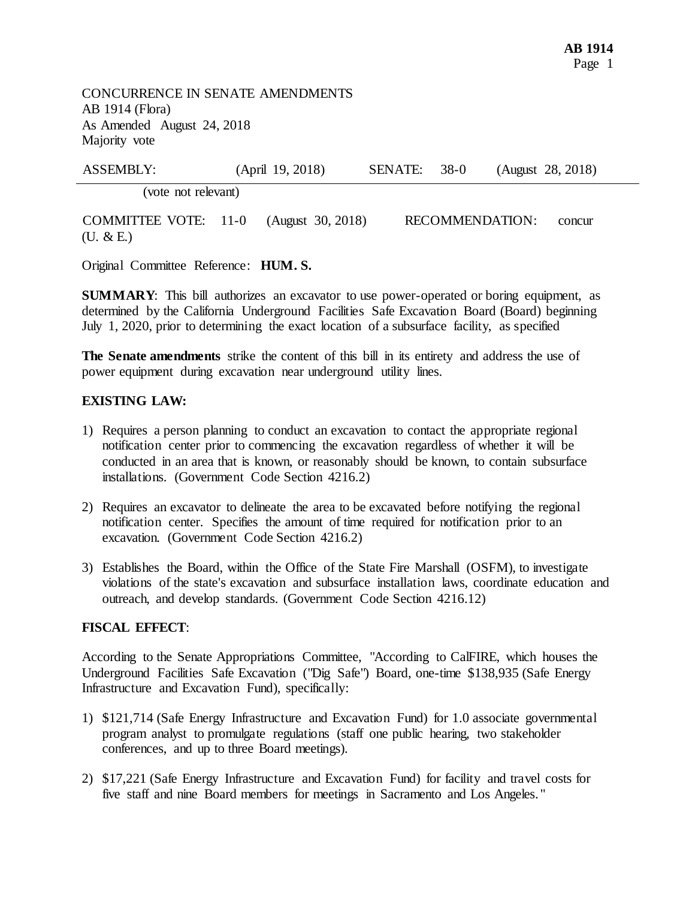CONCURRENCE IN SENATE AMENDMENTS
AB 1914 (Flora)
As Amended August 24, 2018
Majority vote

| ASSEMBLY: | (April 19, 2018) | SENATE: | 38-0 | (August 28, 2018) |
|---|---|---|---|---|
| (vote not relevant) | | | | |

COMMITTEE VOTE: 11-0 (August 30, 2018) RECOMMENDATION: concur
(U. & E.)

Original Committee Reference: **HUM. S.**

**SUMMARY**: This bill authorizes an excavator to use power-operated or boring equipment, as determined by the California Underground Facilities Safe Excavation Board (Board) beginning July 1, 2020, prior to determining the exact location of a subsurface facility, as specified

**The Senate amendments** strike the content of this bill in its entirety and address the use of power equipment during excavation near underground utility lines.

**EXISTING LAW:**

1) Requires a person planning to conduct an excavation to contact the appropriate regional notification center prior to commencing the excavation regardless of whether it will be conducted in an area that is known, or reasonably should be known, to contain subsurface installations. (Government Code Section 4216.2)

2) Requires an excavator to delineate the area to be excavated before notifying the regional notification center. Specifies the amount of time required for notification prior to an excavation. (Government Code Section 4216.2)

3) Establishes the Board, within the Office of the State Fire Marshall (OSFM), to investigate violations of the state's excavation and subsurface installation laws, coordinate education and outreach, and develop standards. (Government Code Section 4216.12)

**FISCAL EFFECT**:

According to the Senate Appropriations Committee, "According to CalFIRE, which houses the Underground Facilities Safe Excavation ("Dig Safe") Board, one-time $138,935 (Safe Energy Infrastructure and Excavation Fund), specifically:

1) $121,714 (Safe Energy Infrastructure and Excavation Fund) for 1.0 associate governmental program analyst to promulgate regulations (staff one public hearing, two stakeholder conferences, and up to three Board meetings).

2) $17,221 (Safe Energy Infrastructure and Excavation Fund) for facility and travel costs for five staff and nine Board members for meetings in Sacramento and Los Angeles."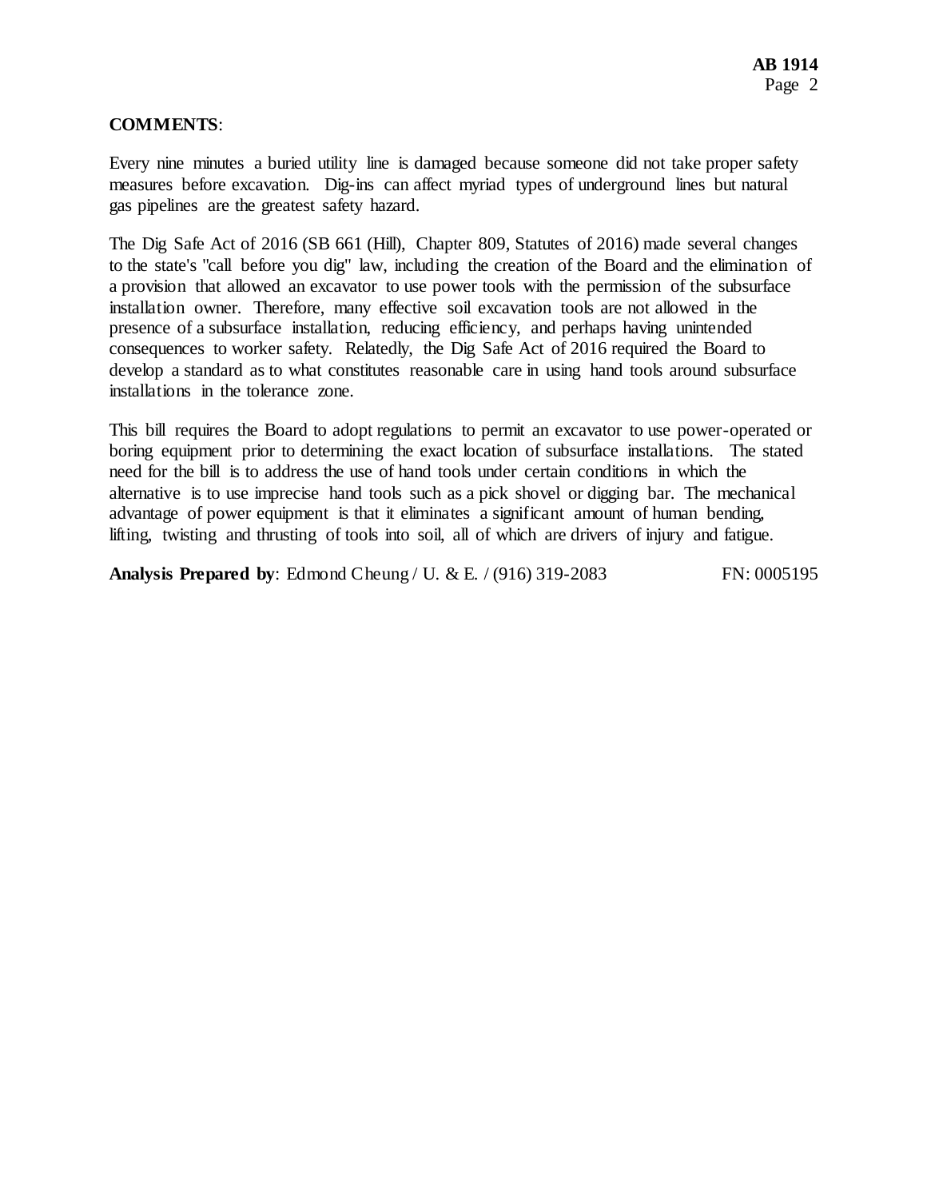**COMMENTS**:

Every nine minutes a buried utility line is damaged because someone did not take proper safety measures before excavation. Dig-ins can affect myriad types of underground lines but natural gas pipelines are the greatest safety hazard.

The Dig Safe Act of 2016 (SB 661 (Hill), Chapter 809, Statutes of 2016) made several changes to the state's "call before you dig" law, including the creation of the Board and the elimination of a provision that allowed an excavator to use power tools with the permission of the subsurface installation owner. Therefore, many effective soil excavation tools are not allowed in the presence of a subsurface installation, reducing efficiency, and perhaps having unintended consequences to worker safety. Relatedly, the Dig Safe Act of 2016 required the Board to develop a standard as to what constitutes reasonable care in using hand tools around subsurface installations in the tolerance zone.

This bill requires the Board to adopt regulations to permit an excavator to use power-operated or boring equipment prior to determining the exact location of subsurface installations. The stated need for the bill is to address the use of hand tools under certain conditions in which the alternative is to use imprecise hand tools such as a pick shovel or digging bar. The mechanical advantage of power equipment is that it eliminates a significant amount of human bending, lifting, twisting and thrusting of tools into soil, all of which are drivers of injury and fatigue.

**Analysis Prepared by**: Edmond Cheung / U. & E. / (916) 319-2083 FN: 0005195